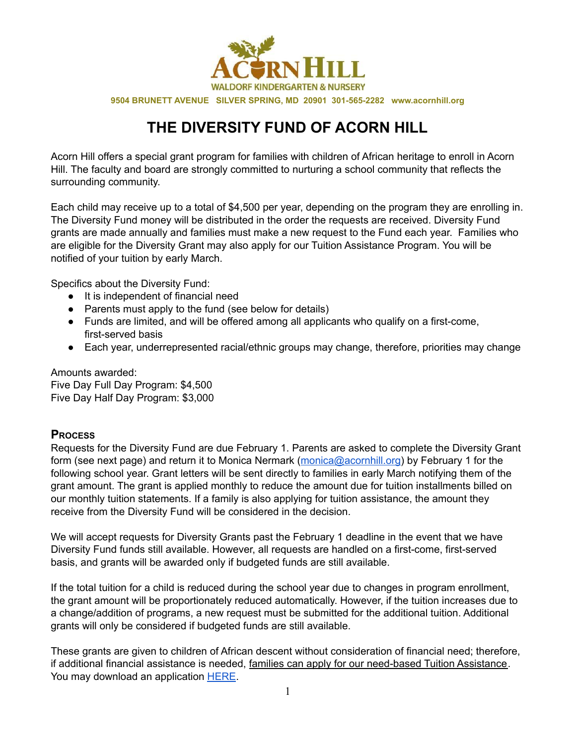ACORN HILL
WALDORF KINDERGARTEN & NURSERY

9504 BRUNETT AVENUE SILVER SPRING, MD 20901 301-565-2282 www.acornhill.org

# THE DIVERSITY FUND OF ACORN HILL

Acorn Hill offers a special grant program for families with children of African heritage to enroll in Acorn Hill. The faculty and board are strongly committed to nurturing a school community that reflects the surrounding community.

Each child may receive up to a total of $4,500 per year, depending on the program they are enrolling in. The Diversity Fund money will be distributed in the order the requests are received. Diversity Fund grants are made annually and families must make a new request to the Fund each year. Families who are eligible for the Diversity Grant may also apply for our Tuition Assistance Program. You will be notified of your tuition by early March.

Specifics about the Diversity Fund:

- It is independent of financial need
- Parents must apply to the fund (see below for details)
- Funds are limited, and will be offered among all applicants who qualify on a first-come, first-served basis
- Each year, underrepresented racial/ethnic groups may change, therefore, priorities may change

Amounts awarded:
Five Day Full Day Program: $4,500
Five Day Half Day Program: $3,000

## Process

Requests for the Diversity Fund are due February 1. Parents are asked to complete the Diversity Grant form (see next page) and return it to Monica Nermark (monica@acornhill.org) by February 1 for the following school year. Grant letters will be sent directly to families in early March notifying them of the grant amount. The grant is applied monthly to reduce the amount due for tuition installments billed on our monthly tuition statements. If a family is also applying for tuition assistance, the amount they receive from the Diversity Fund will be considered in the decision.

We will accept requests for Diversity Grants past the February 1 deadline in the event that we have Diversity Fund funds still available. However, all requests are handled on a first-come, first-served basis, and grants will be awarded only if budgeted funds are still available.

If the total tuition for a child is reduced during the school year due to changes in program enrollment, the grant amount will be proportionately reduced automatically. However, if the tuition increases due to a change/addition of programs, a new request must be submitted for the additional tuition. Additional grants will only be considered if budgeted funds are still available.

These grants are given to children of African descent without consideration of financial need; therefore, if additional financial assistance is needed, families can apply for our need-based Tuition Assistance. You may download an application HERE.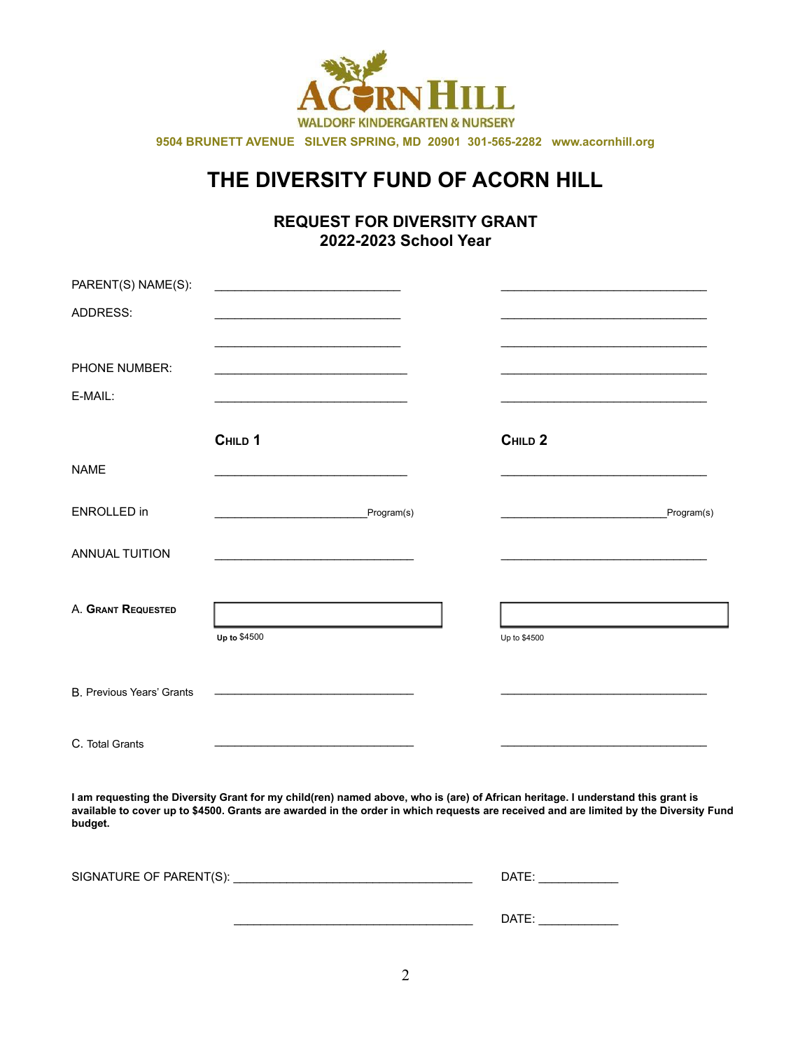ACORN HILL
WALDORF KINDERGARTEN & NURSERY

9504 BRUNETT AVENUE   SILVER SPRING, MD  20901  301-565-2282   www.acornhill.org

# THE DIVERSITY FUND OF ACORN HILL

## REQUEST FOR DIVERSITY GRANT
## 2022-2023 School Year

| | | |
|---|---|---|
| PARENT(S) NAME(S): | ___________________________ | ______________________________ |
| ADDRESS: | ___________________________ | ______________________________ |
| | ___________________________ | ______________________________ |
| PHONE NUMBER: | ____________________________ | ______________________________ |
| E-MAIL: | ____________________________ | ______________________________ |
| | **CHILD 1** | **CHILD 2** |
| NAME | ____________________________ | ______________________________ |
| ENROLLED in | ______________________Program(s) | ________________________Program(s) |
| ANNUAL TUITION | _____________________________ | ______________________________ |
| A. **GRANT REQUESTED** | [ ] Up to $4500 | [ ] Up to $4500 |
| B. Previous Years' Grants | _____________________________ | ______________________________ |
| C. Total Grants | _____________________________ | ______________________________ |

**I am requesting the Diversity Grant for my child(ren) named above, who is (are) of African heritage. I understand this grant is available to cover up to $4500. Grants are awarded in the order in which requests are received and are limited by the Diversity Fund budget.**

SIGNATURE OF PARENT(S): ___________________________________ DATE: ____________

___________________________________ DATE: ____________